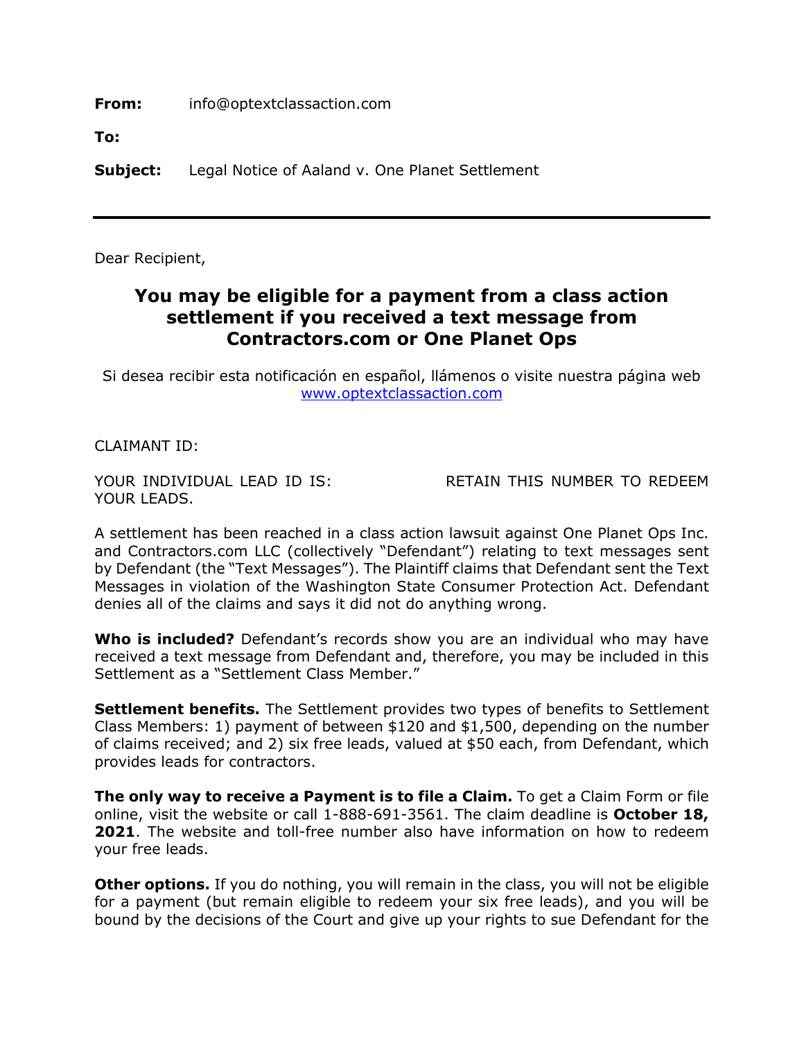**From:** info@optextclassaction.com

**To:**

**Subject:** Legal Notice of Aaland v. One Planet Settlement

---

Dear Recipient,

## You may be eligible for a payment from a class action settlement if you received a text message from Contractors.com or One Planet Ops

Si desea recibir esta notificación en español, llámenos o visite nuestra página web www.optextclassaction.com

CLAIMANT ID:

YOUR INDIVIDUAL LEAD ID IS: RETAIN THIS NUMBER TO REDEEM YOUR LEADS.

A settlement has been reached in a class action lawsuit against One Planet Ops Inc. and Contractors.com LLC (collectively "Defendant") relating to text messages sent by Defendant (the "Text Messages"). The Plaintiff claims that Defendant sent the Text Messages in violation of the Washington State Consumer Protection Act. Defendant denies all of the claims and says it did not do anything wrong.

**Who is included?** Defendant's records show you are an individual who may have received a text message from Defendant and, therefore, you may be included in this Settlement as a "Settlement Class Member."

**Settlement benefits.** The Settlement provides two types of benefits to Settlement Class Members: 1) payment of between $120 and $1,500, depending on the number of claims received; and 2) six free leads, valued at $50 each, from Defendant, which provides leads for contractors.

**The only way to receive a Payment is to file a Claim.** To get a Claim Form or file online, visit the website or call 1-888-691-3561. The claim deadline is **October 18, 2021**. The website and toll-free number also have information on how to redeem your free leads.

**Other options.** If you do nothing, you will remain in the class, you will not be eligible for a payment (but remain eligible to redeem your six free leads), and you will be bound by the decisions of the Court and give up your rights to sue Defendant for the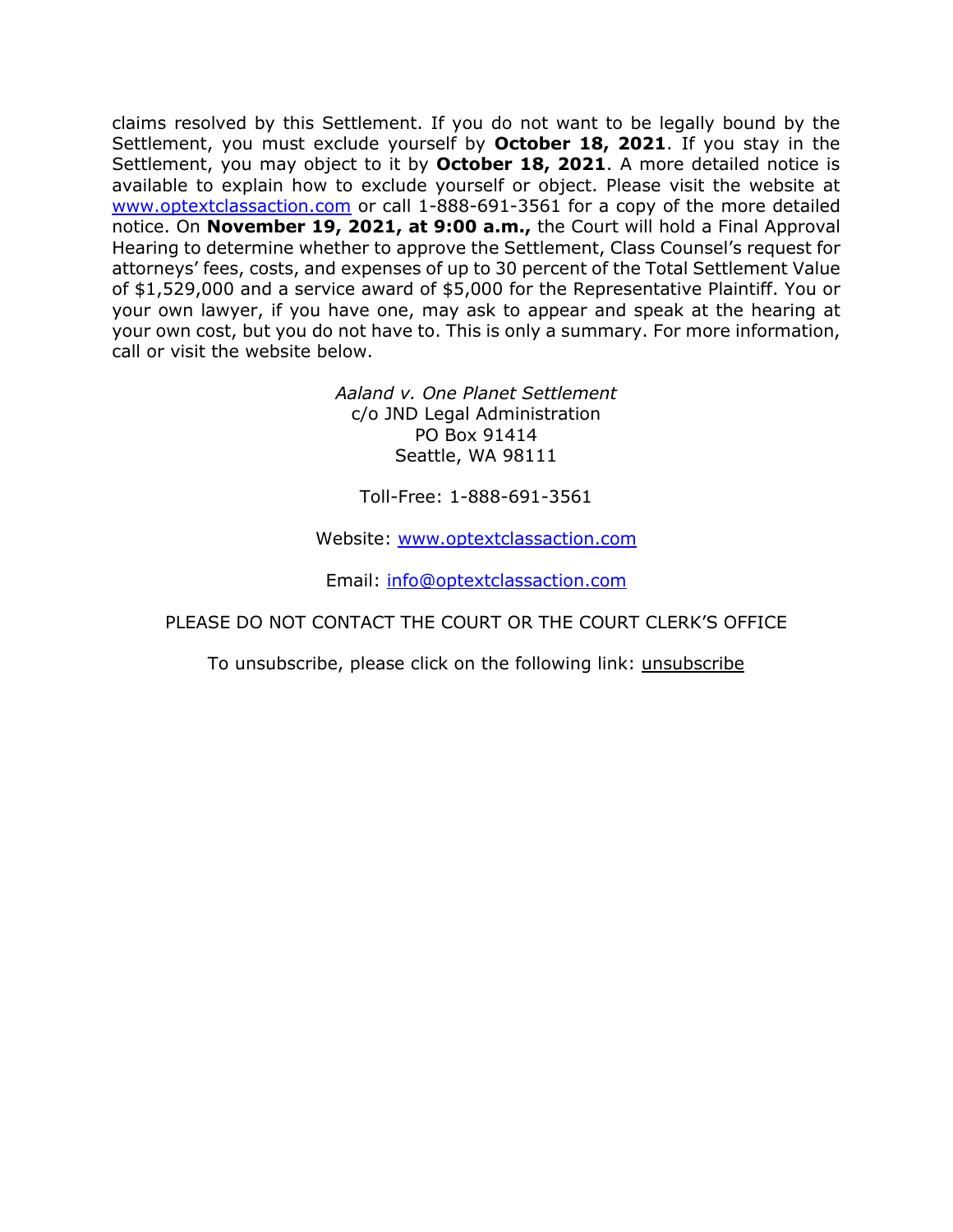claims resolved by this Settlement. If you do not want to be legally bound by the Settlement, you must exclude yourself by **October 18, 2021**. If you stay in the Settlement, you may object to it by **October 18, 2021**. A more detailed notice is available to explain how to exclude yourself or object. Please visit the website at www.optextclassaction.com or call 1-888-691-3561 for a copy of the more detailed notice. On **November 19, 2021, at 9:00 a.m.,** the Court will hold a Final Approval Hearing to determine whether to approve the Settlement, Class Counsel's request for attorneys' fees, costs, and expenses of up to 30 percent of the Total Settlement Value of $1,529,000 and a service award of $5,000 for the Representative Plaintiff. You or your own lawyer, if you have one, may ask to appear and speak at the hearing at your own cost, but you do not have to. This is only a summary. For more information, call or visit the website below.

*Aaland v. One Planet Settlement*
c/o JND Legal Administration
PO Box 91414
Seattle, WA 98111

Toll-Free: 1-888-691-3561

Website: www.optextclassaction.com

Email: info@optextclassaction.com

PLEASE DO NOT CONTACT THE COURT OR THE COURT CLERK'S OFFICE

To unsubscribe, please click on the following link: unsubscribe